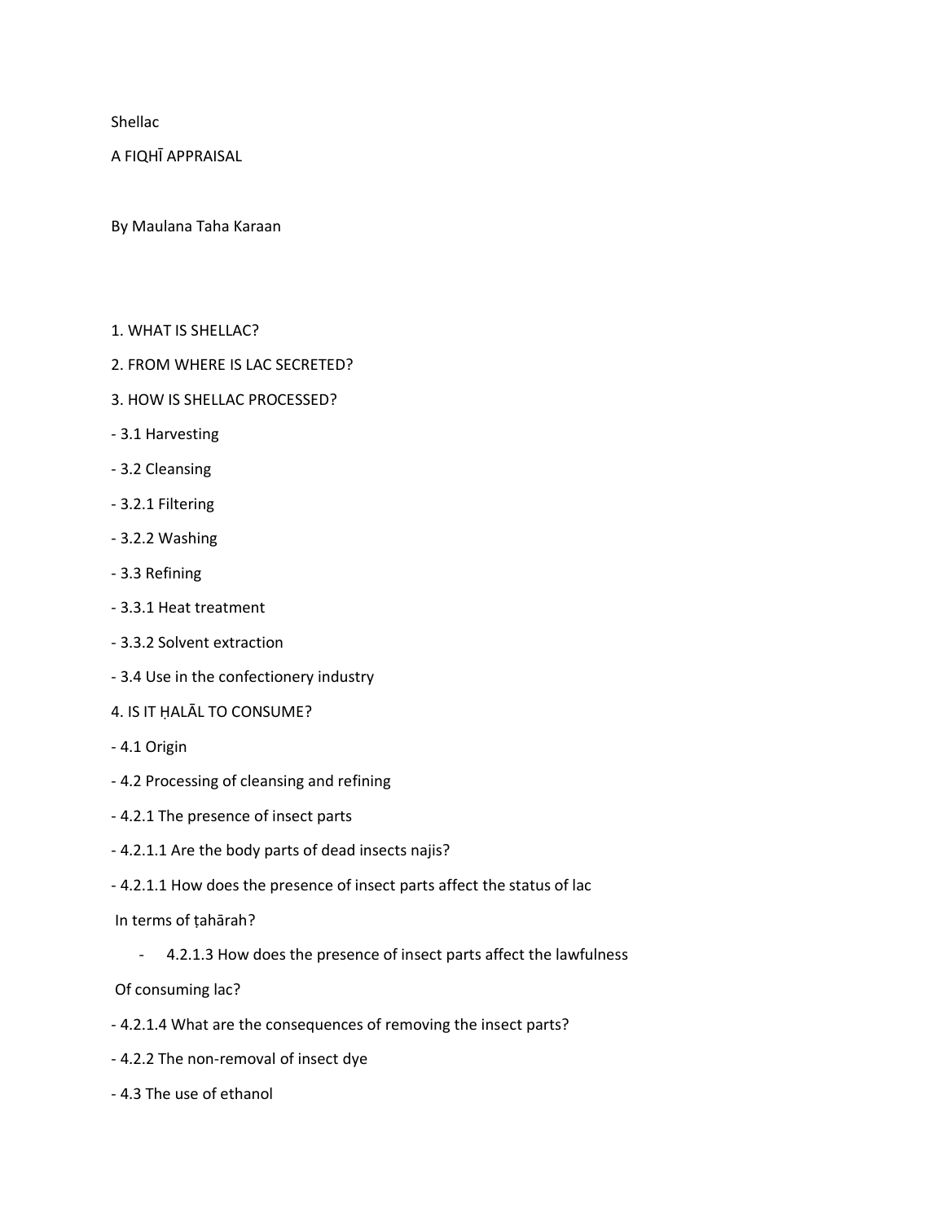Shellac

A FIQHĪ APPRAISAL

By Maulana Taha Karaan

1. WHAT IS SHELLAC?

2. FROM WHERE IS LAC SECRETED?

3. HOW IS SHELLAC PROCESSED?

- 3.1 Harvesting
- 3.2 Cleansing
- 3.2.1 Filtering
- 3.2.2 Washing
- 3.3 Refining
- 3.3.1 Heat treatment
- 3.3.2 Solvent extraction
- 3.4 Use in the confectionery industry

4. IS IT ḤALĀL TO CONSUME?

- 4.1 Origin
- 4.2 Processing of cleansing and refining
- 4.2.1 The presence of insect parts
- 4.2.1.1 Are the body parts of dead insects najis?
- 4.2.1.1 How does the presence of insect parts affect the status of lac In terms of ṭahārah?
- 4.2.1.3 How does the presence of insect parts affect the lawfulness Of consuming lac?
- 4.2.1.4 What are the consequences of removing the insect parts?
- 4.2.2 The non-removal of insect dye
- 4.3 The use of ethanol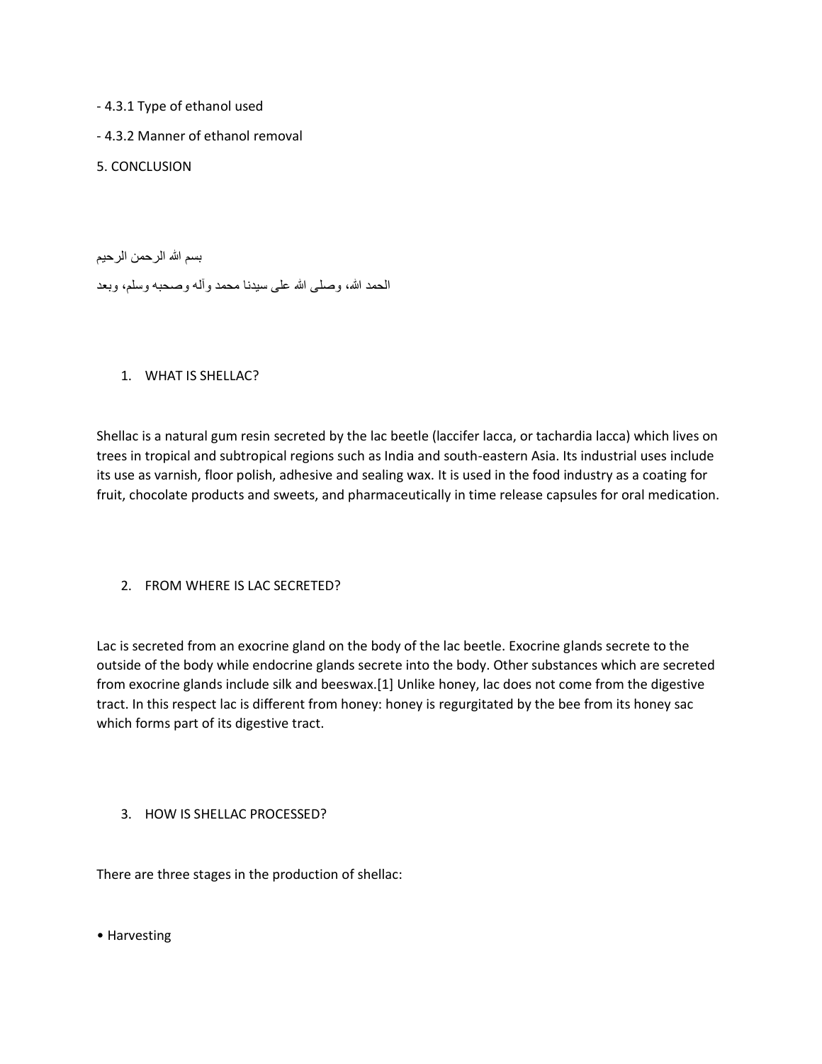- 4.3.1 Type of ethanol used

- 4.3.2 Manner of ethanol removal

5. CONCLUSION

بسم الله الرحمن الرحيم

الحمد لله، وصلى الله على سيدنا محمد وآله وصحبه وسلم، وبعد

## 1. WHAT IS SHELLAC?

Shellac is a natural gum resin secreted by the lac beetle (laccifer lacca, or tachardia lacca) which lives on trees in tropical and subtropical regions such as India and south-eastern Asia. Its industrial uses include its use as varnish, floor polish, adhesive and sealing wax. It is used in the food industry as a coating for fruit, chocolate products and sweets, and pharmaceutically in time release capsules for oral medication.

## 2. FROM WHERE IS LAC SECRETED?

Lac is secreted from an exocrine gland on the body of the lac beetle. Exocrine glands secrete to the outside of the body while endocrine glands secrete into the body. Other substances which are secreted from exocrine glands include silk and beeswax.[1] Unlike honey, lac does not come from the digestive tract. In this respect lac is different from honey: honey is regurgitated by the bee from its honey sac which forms part of its digestive tract.

## 3. HOW IS SHELLAC PROCESSED?

There are three stages in the production of shellac:

- Harvesting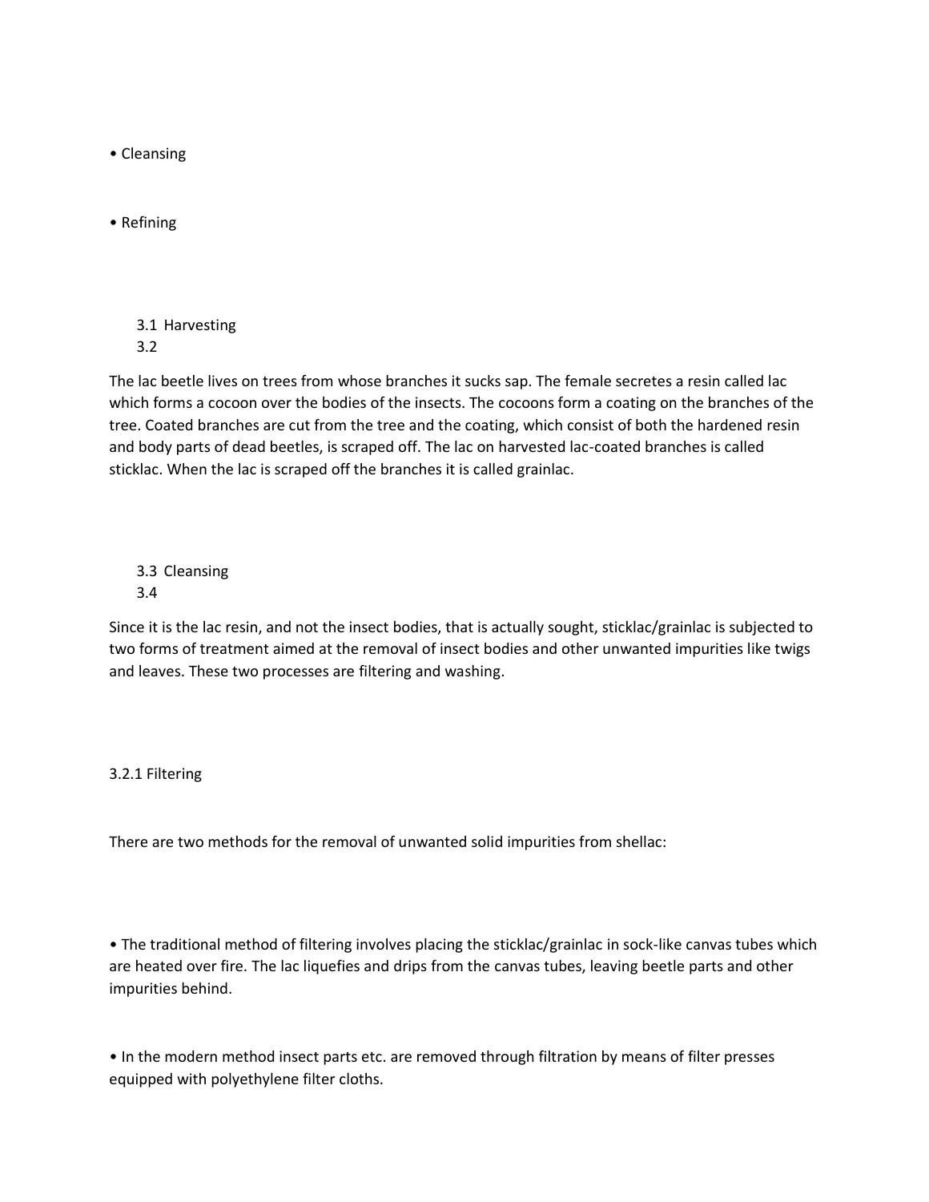- Cleansing
- Refining

3.1 Harvesting
3.2

The lac beetle lives on trees from whose branches it sucks sap. The female secretes a resin called lac which forms a cocoon over the bodies of the insects. The cocoons form a coating on the branches of the tree. Coated branches are cut from the tree and the coating, which consist of both the hardened resin and body parts of dead beetles, is scraped off. The lac on harvested lac-coated branches is called sticklac. When the lac is scraped off the branches it is called grainlac.

3.3 Cleansing
3.4

Since it is the lac resin, and not the insect bodies, that is actually sought, sticklac/grainlac is subjected to two forms of treatment aimed at the removal of insect bodies and other unwanted impurities like twigs and leaves. These two processes are filtering and washing.

3.2.1 Filtering

There are two methods for the removal of unwanted solid impurities from shellac:

- The traditional method of filtering involves placing the sticklac/grainlac in sock-like canvas tubes which are heated over fire. The lac liquefies and drips from the canvas tubes, leaving beetle parts and other impurities behind.

- In the modern method insect parts etc. are removed through filtration by means of filter presses equipped with polyethylene filter cloths.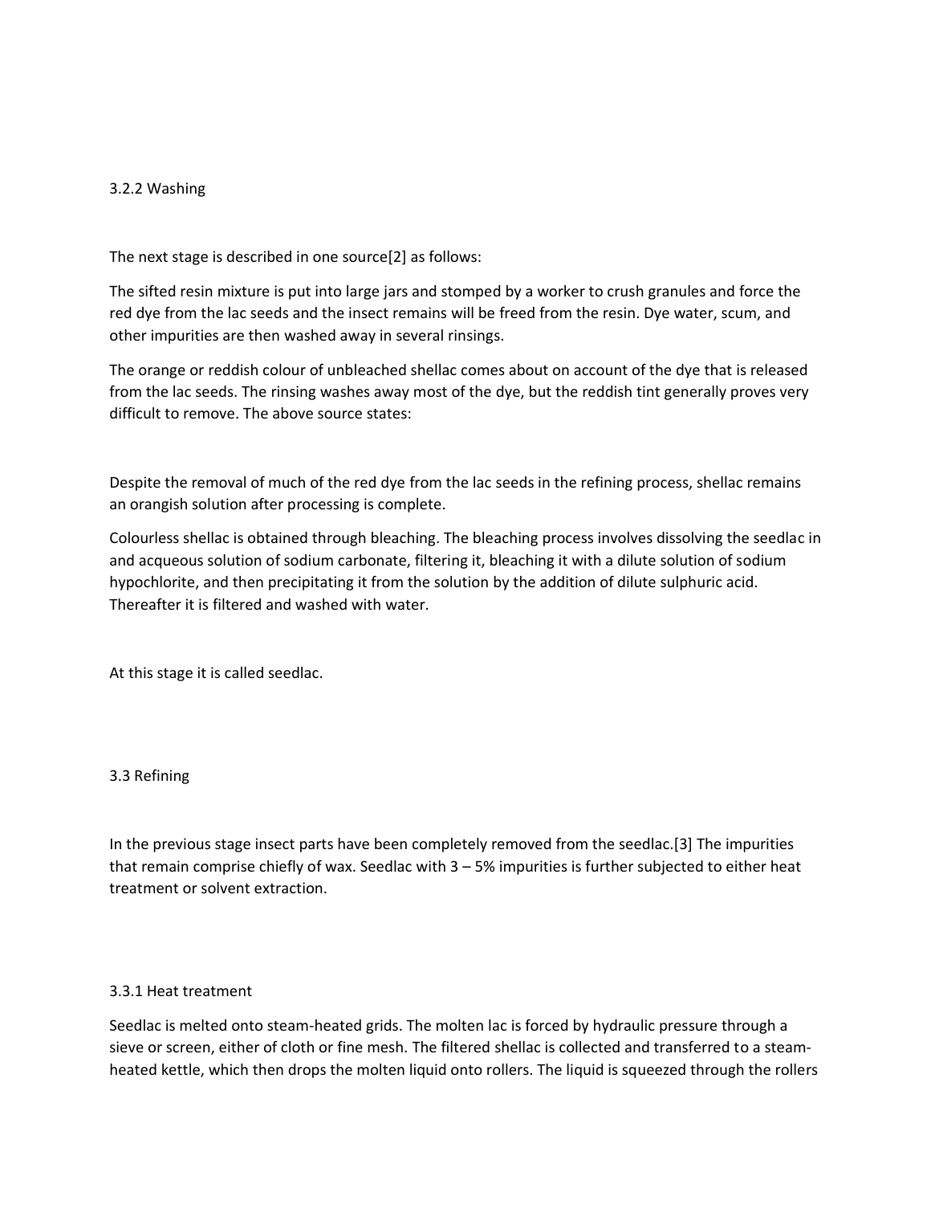### 3.2.2 Washing

The next stage is described in one source[2] as follows:

The sifted resin mixture is put into large jars and stomped by a worker to crush granules and force the red dye from the lac seeds and the insect remains will be freed from the resin. Dye water, scum, and other impurities are then washed away in several rinsings.

The orange or reddish colour of unbleached shellac comes about on account of the dye that is released from the lac seeds. The rinsing washes away most of the dye, but the reddish tint generally proves very difficult to remove. The above source states:

Despite the removal of much of the red dye from the lac seeds in the refining process, shellac remains an orangish solution after processing is complete.

Colourless shellac is obtained through bleaching. The bleaching process involves dissolving the seedlac in and acqueous solution of sodium carbonate, filtering it, bleaching it with a dilute solution of sodium hypochlorite, and then precipitating it from the solution by the addition of dilute sulphuric acid. Thereafter it is filtered and washed with water.

At this stage it is called seedlac.

## 3.3 Refining

In the previous stage insect parts have been completely removed from the seedlac.[3] The impurities that remain comprise chiefly of wax. Seedlac with 3 – 5% impurities is further subjected to either heat treatment or solvent extraction.

### 3.3.1 Heat treatment

Seedlac is melted onto steam-heated grids. The molten lac is forced by hydraulic pressure through a sieve or screen, either of cloth or fine mesh. The filtered shellac is collected and transferred to a steam-heated kettle, which then drops the molten liquid onto rollers. The liquid is squeezed through the rollers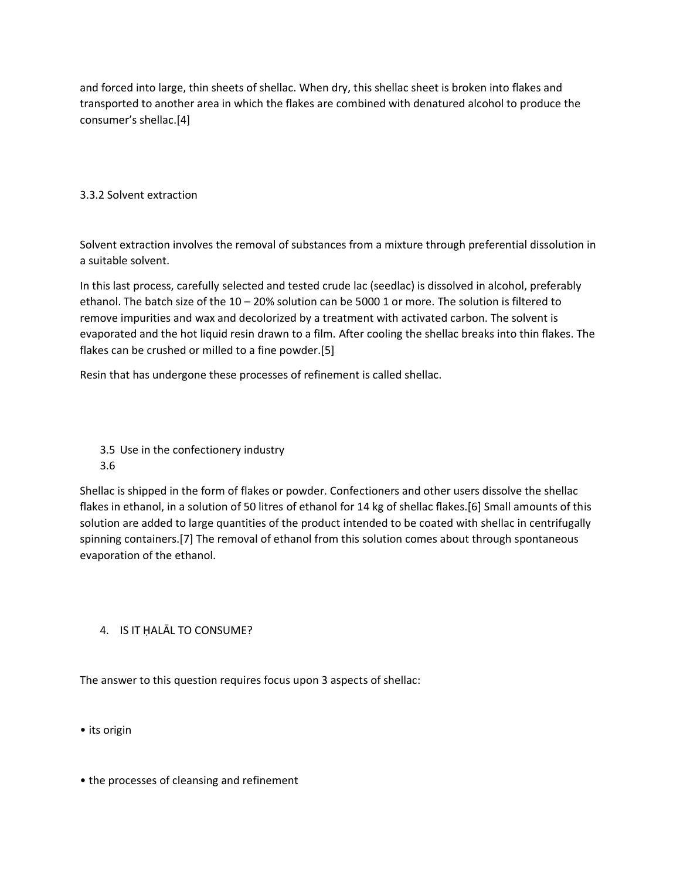and forced into large, thin sheets of shellac. When dry, this shellac sheet is broken into flakes and transported to another area in which the flakes are combined with denatured alcohol to produce the consumer's shellac.[4]

### 3.3.2 Solvent extraction

Solvent extraction involves the removal of substances from a mixture through preferential dissolution in a suitable solvent.

In this last process, carefully selected and tested crude lac (seedlac) is dissolved in alcohol, preferably ethanol. The batch size of the 10 – 20% solution can be 5000 1 or more. The solution is filtered to remove impurities and wax and decolorized by a treatment with activated carbon. The solvent is evaporated and the hot liquid resin drawn to a film. After cooling the shellac breaks into thin flakes. The flakes can be crushed or milled to a fine powder.[5]

Resin that has undergone these processes of refinement is called shellac.

### 3.5 Use in the confectionery industry

3.6

Shellac is shipped in the form of flakes or powder. Confectioners and other users dissolve the shellac flakes in ethanol, in a solution of 50 litres of ethanol for 14 kg of shellac flakes.[6] Small amounts of this solution are added to large quantities of the product intended to be coated with shellac in centrifugally spinning containers.[7] The removal of ethanol from this solution comes about through spontaneous evaporation of the ethanol.

## 4. IS IT ḤALĀL TO CONSUME?

The answer to this question requires focus upon 3 aspects of shellac:

- its origin
- the processes of cleansing and refinement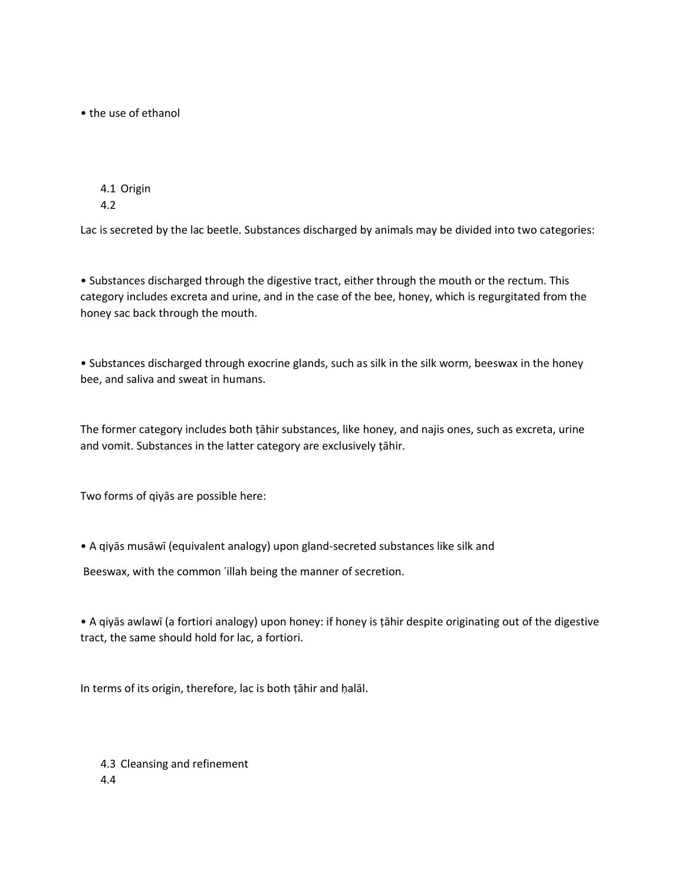- the use of ethanol

4.1 Origin
4.2

Lac is secreted by the lac beetle. Substances discharged by animals may be divided into two categories:

- Substances discharged through the digestive tract, either through the mouth or the rectum. This category includes excreta and urine, and in the case of the bee, honey, which is regurgitated from the honey sac back through the mouth.

- Substances discharged through exocrine glands, such as silk in the silk worm, beeswax in the honey bee, and saliva and sweat in humans.

The former category includes both ṭāhir substances, like honey, and najis ones, such as excreta, urine and vomit. Substances in the latter category are exclusively ṭāhir.

Two forms of qiyās are possible here:

- A qiyās musāwī (equivalent analogy) upon gland-secreted substances like silk and Beeswax, with the common ʿillah being the manner of secretion.

- A qiyās awlawī (a fortiori analogy) upon honey: if honey is ṭāhir despite originating out of the digestive tract, the same should hold for lac, a fortiori.

In terms of its origin, therefore, lac is both ṭāhir and ḥalāl.

4.3 Cleansing and refinement
4.4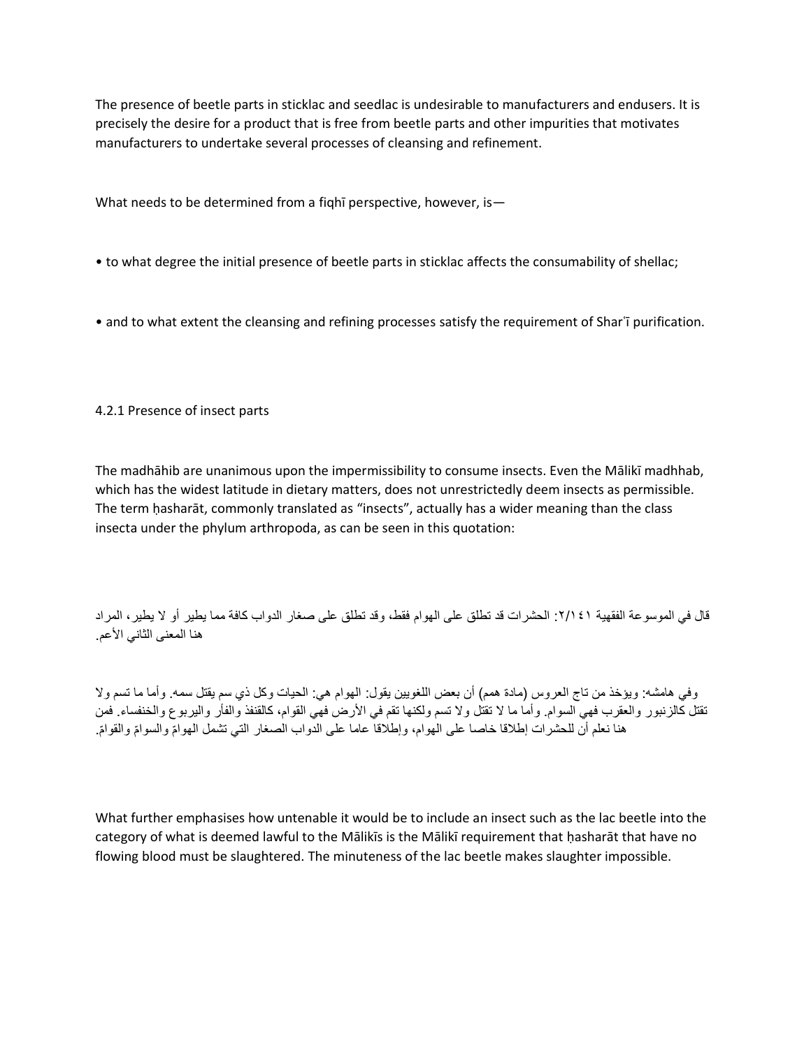The presence of beetle parts in sticklac and seedlac is undesirable to manufacturers and endusers. It is precisely the desire for a product that is free from beetle parts and other impurities that motivates manufacturers to undertake several processes of cleansing and refinement.

What needs to be determined from a fiqhī perspective, however, is—

- to what degree the initial presence of beetle parts in sticklac affects the consumability of shellac;
- and to what extent the cleansing and refining processes satisfy the requirement of Sharʿī purification.

### 4.2.1 Presence of insect parts

The madhāhib are unanimous upon the impermissibility to consume insects. Even the Mālikī madhhab, which has the widest latitude in dietary matters, does not unrestrictedly deem insects as permissible. The term ḥasharāt, commonly translated as "insects", actually has a wider meaning than the class insecta under the phylum arthropoda, as can be seen in this quotation:

قال في الموسوعة الفقهية ٢/١٤١: الحشرات قد تطلق على الهوام فقط، وقد تطلق على صغار الدواب كافة مما يطير أو لا يطير، المراد هنا المعنى الثاني الأعم.

وفي هامشه: ويؤخذ من تاج العروس (مادة همم) أن بعض اللغويين يقول: الهوام هي: الحيات وكل ذي سم يقتل سمه. وأما ما تسم ولا تقتل كالزنبور والعقرب فهي السوام. وأما ما لا تقتل ولا تسم ولكنها تقم في الأرض فهي القوام، كالقنفذ والفأر واليربوع والخنفساء. فمن هنا نعلم أن للحشرات إطلاقا خاصا على الهوام، وإطلاقا عاما على الدواب الصغار التي تشمل الهوامّ والسوامّ والقوامّ.

What further emphasises how untenable it would be to include an insect such as the lac beetle into the category of what is deemed lawful to the Mālikīs is the Mālikī requirement that ḥasharāt that have no flowing blood must be slaughtered. The minuteness of the lac beetle makes slaughter impossible.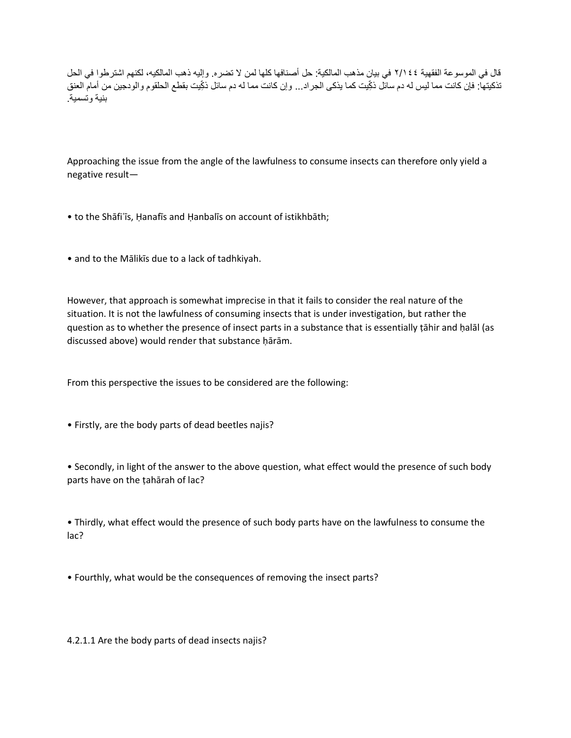قال في الموسوعة الفقهية ٢/١٤٤ في بيان مذهب المالكية: حل أصنافها كلها لمن لا تضره. وإليه ذهب المالكيه، لكنهم اشترطوا في الحل تذكيتها: فإن كانت مما ليس له دم سائل ذكّيت كما يذكى الجراد... وإن كانت مما له دم سائل ذكّيت بقطع الحلقوم والودجين من أمام العنق بنية وتسمية.

Approaching the issue from the angle of the lawfulness to consume insects can therefore only yield a negative result—

- to the Shāfiʿīs, Ḥanafīs and Ḥanbalīs on account of istikhbāth;
- and to the Mālikīs due to a lack of tadhkiyah.

However, that approach is somewhat imprecise in that it fails to consider the real nature of the situation. It is not the lawfulness of consuming insects that is under investigation, but rather the question as to whether the presence of insect parts in a substance that is essentially ṭāhir and ḥalāl (as discussed above) would render that substance ḥārām.

From this perspective the issues to be considered are the following:

- Firstly, are the body parts of dead beetles najis?
- Secondly, in light of the answer to the above question, what effect would the presence of such body parts have on the ṭahārah of lac?
- Thirdly, what effect would the presence of such body parts have on the lawfulness to consume the lac?
- Fourthly, what would be the consequences of removing the insect parts?

#### 4.2.1.1 Are the body parts of dead insects najis?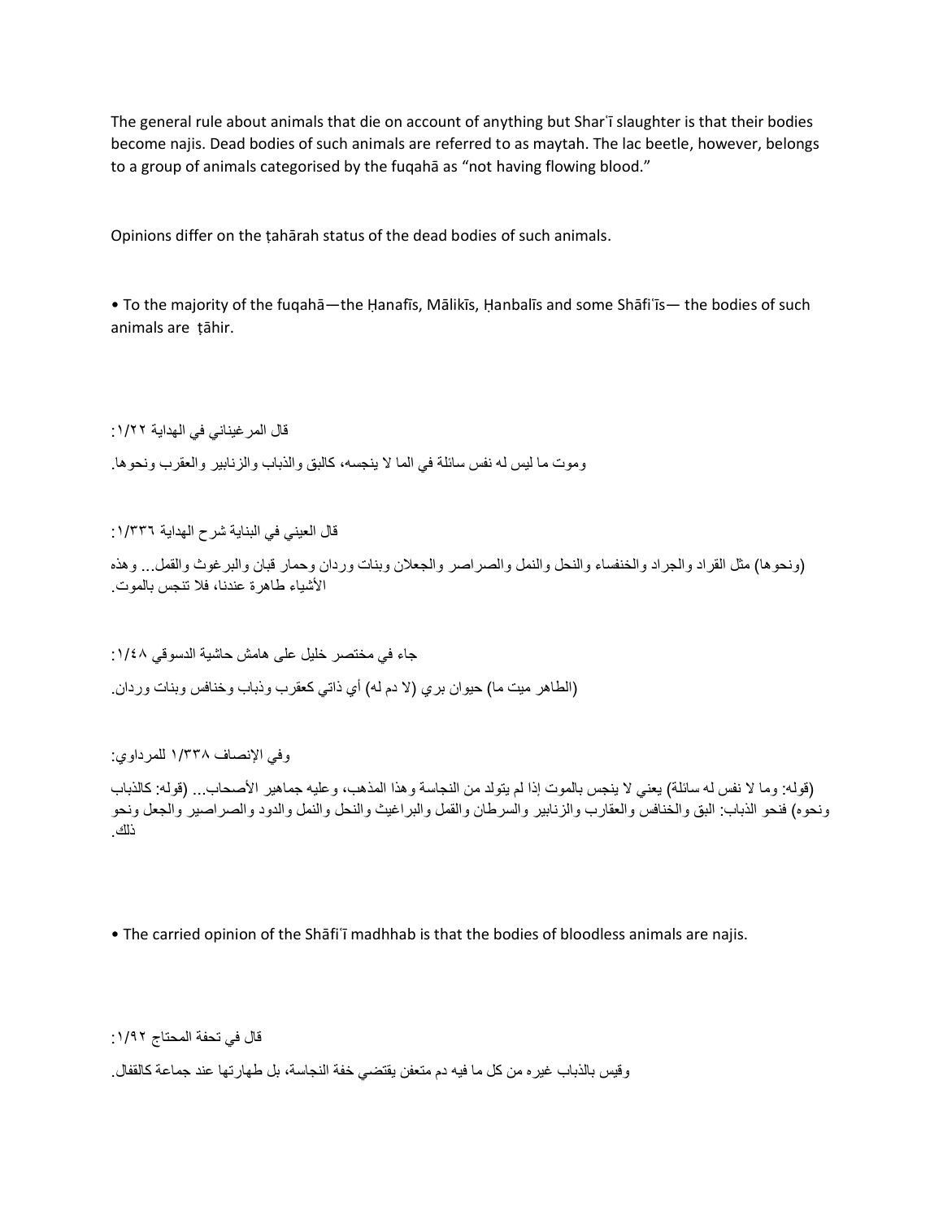The general rule about animals that die on account of anything but Sharʿī slaughter is that their bodies become najis. Dead bodies of such animals are referred to as maytah. The lac beetle, however, belongs to a group of animals categorised by the fuqahā as "not having flowing blood."

Opinions differ on the ṭahārah status of the dead bodies of such animals.

• To the majority of the fuqahā—the Ḥanafīs, Mālikīs, Ḥanbalīs and some Shāfiʿīs— the bodies of such animals are ṭāhir.

قال المرغيناني في الهداية ١/٢٢:

وموت ما ليس له نفس سائلة في الما لا ينجسه، كالبق والذباب والزنابير والعقرب ونحوها.

قال العيني في البناية شرح الهداية ١/٣٣٦:

(ونحوها) مثل القراد والجراد والخنفساء والنحل والنمل والصراصر والجعلان وبنات وردان وحمار قبان والبرغوث والقمل... وهذه الأشياء طاهرة عندنا، فلا تنجس بالموت.

جاء في مختصر خليل على هامش حاشية الدسوقي ١/٤٨:

(الطاهر ميت ما) حيوان بري (لا دم له) أي ذاتي كعقرب وذباب وخنافس وبنات وردان.

وفي الإنصاف ١/٣٣٨ للمرداوي:

(قوله: وما لا نفس له سائلة لا ينجس بالموت) يعني لا ينجس بالموت إذا لم يتولد من النجاسة وهذا المذهب، وعليه جماهير الأصحاب... (قوله: كالذباب ونحوه) فنحو الذباب: البق والخنافس والعقارب والزنابير والسرطان والقمل والبراغيث والنحل والنمل والدود والصراصير والجعل ونحو ذلك.

• The carried opinion of the Shāfiʿī madhhab is that the bodies of bloodless animals are najis.

قال في تحفة المحتاج ١/٩٢:

وقيس بالذباب غيره من كل ما فيه دم متعفن يقتضي خفة النجاسة، بل طهارتها عند جماعة كالقفال.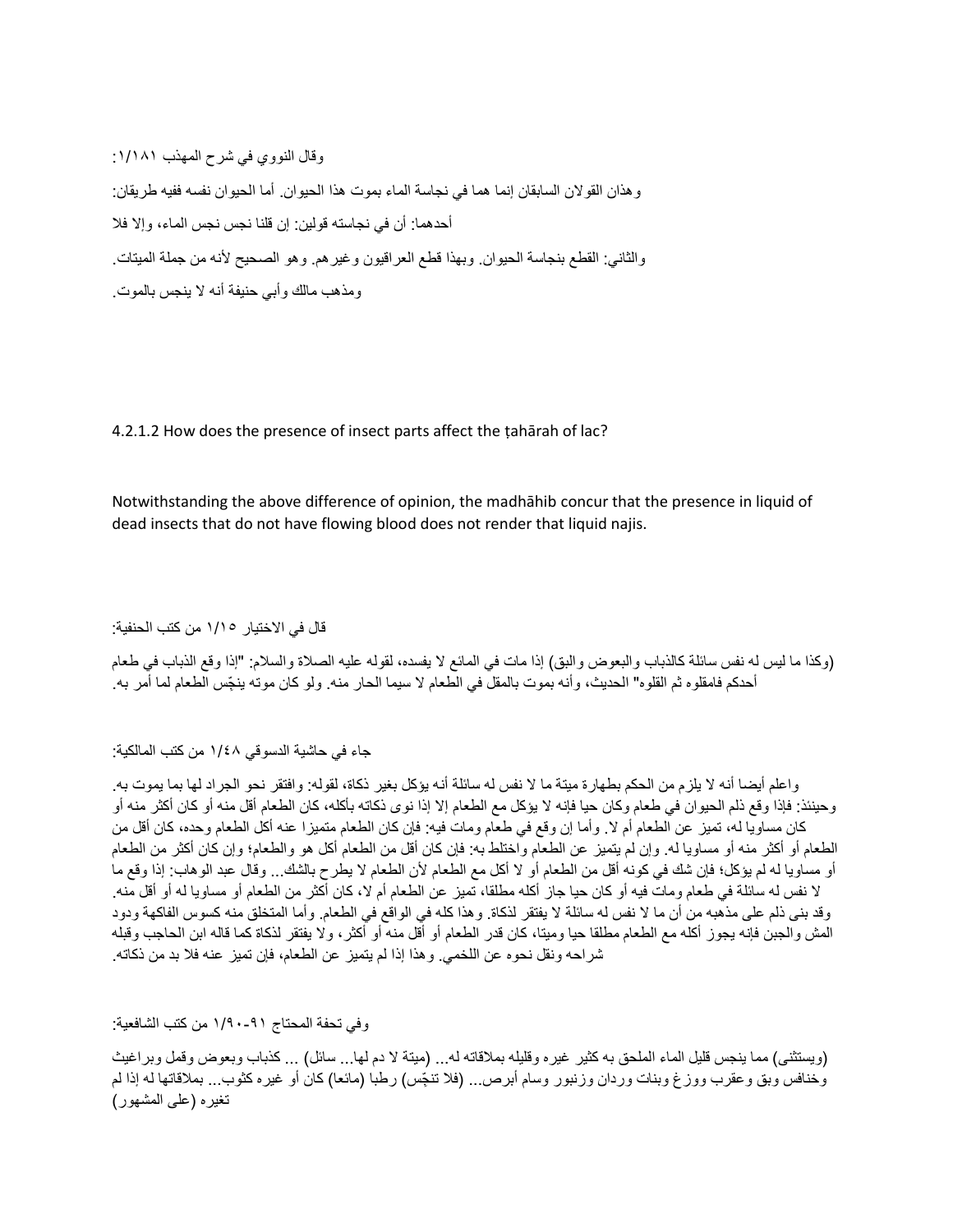وقال النووي في شرح المهذب ١/١٨١:

وهذان القولان السابقان إنما هما في نجاسة الماء بموت هذا الحيوان. أما الحيوان نفسه ففيه طريقان:

أحدهما: أن في نجاسته قولين: إن قلنا نجس نجس الماء، وإلا فلا

والثاني: القطع بنجاسة الحيوان. وبهذا قطع العراقيون وغيرهم. وهو الصحيح لأنه من جملة الميتات.

ومذهب مالك وأبي حنيفة أنه لا ينجس بالموت.

4.2.1.2 How does the presence of insect parts affect the ṭahārah of lac?

Notwithstanding the above difference of opinion, the madhāhib concur that the presence in liquid of dead insects that do not have flowing blood does not render that liquid najis.

قال في الاختيار ١/١٥ من كتب الحنفية:

(وكذا ما ليس له نفس سائلة كالذباب والبعوض والبق) إذا مات في المائع لا يفسده، لقوله عليه الصلاة والسلام: "إذا وقع الذباب في طعام أحدكم فامقلوه ثم القلوه" الحديث، وأنه يموت بالمقل في الطعام لا سيما الحار منه. ولو كان موته ينجّس الطعام لما أمر به.

جاء في حاشية الدسوقي ١/٤٨ من كتب المالكية:

واعلم أيضا أنه لا يلزم من الحكم بطهارة ميتة ما لا نفس له سائلة أنه يؤكل بغير ذكاة، لقوله: وافتقر نحو الجراد لها بما يموت به. وحينئذ: فإذا وقع ذلم الحيوان في طعام وكان حيا فإنه لا يؤكل مع الطعام إلا إذا نوى ذكاته بأكله، كان الطعام أقل منه أو كان أكثر منه أو كان مساويا له، تميز عن الطعام أم لا. وأما إن وقع في طعام ومات فيه: فإن كان الطعام متميزا عنه أكل الطعام وحده، كان أقل من الطعام أو أكثر منه أو مساويا له. وإن لم يتميز عن الطعام واختلط به: فإن كان أقل من الطعام أكل هو والطعام؛ وإن كان أكثر من الطعام أو مساويا له لم يؤكل؛ فإن شك في كونه أقل من الطعام أو لا أكل مع الطعام لأن الطعام لا يطرح بالشك... وقال عبد الوهاب: إذا وقع ما لا نفس له سائلة في طعام ومات فيه أو كان حيا جاز أكله مطلقا، تميز عن الطعام أم لا، كان أكثر من الطعام أو مساويا له أو أقل منه. وقد بنى ذلم على مذهبه من أن ما لا نفس له سائلة لا يفتقر لذكاة. وهذا كله في الواقع في الطعام. وأما المتخلق منه كسوس الفاكهة ودود المش والجبن فإنه يجوز أكله مع الطعام مطلقا حيا وميتا، كان قدر الطعام أو أقل منه أو أكثر، ولا يفتقر لذكاة كما قاله ابن الحاجب وقبله شراحه ونقل نحوه عن اللخمي. وهذا إذا لم يتميز عن الطعام، فإن تميز عنه فلا بد من ذكاته.

وفي تحفة المحتاج ١/٩٠-٩١ من كتب الشافعية:

(ويستثنى) مما ينجس قليل الماء الملحق به كثير غيره وقليله بملاقاته له... (ميتة لا دم لها... سائل) ... كذباب وبعوض وقمل وبراغيث وخنافس وبق وعقرب ووزغ وبنات وردان وزنبور وسام أبرص... (فلا تنجّس) رطبا (مائعا) كان أو غيره كثوب... بملاقاتها له إذا لم تغيره (على المشهور)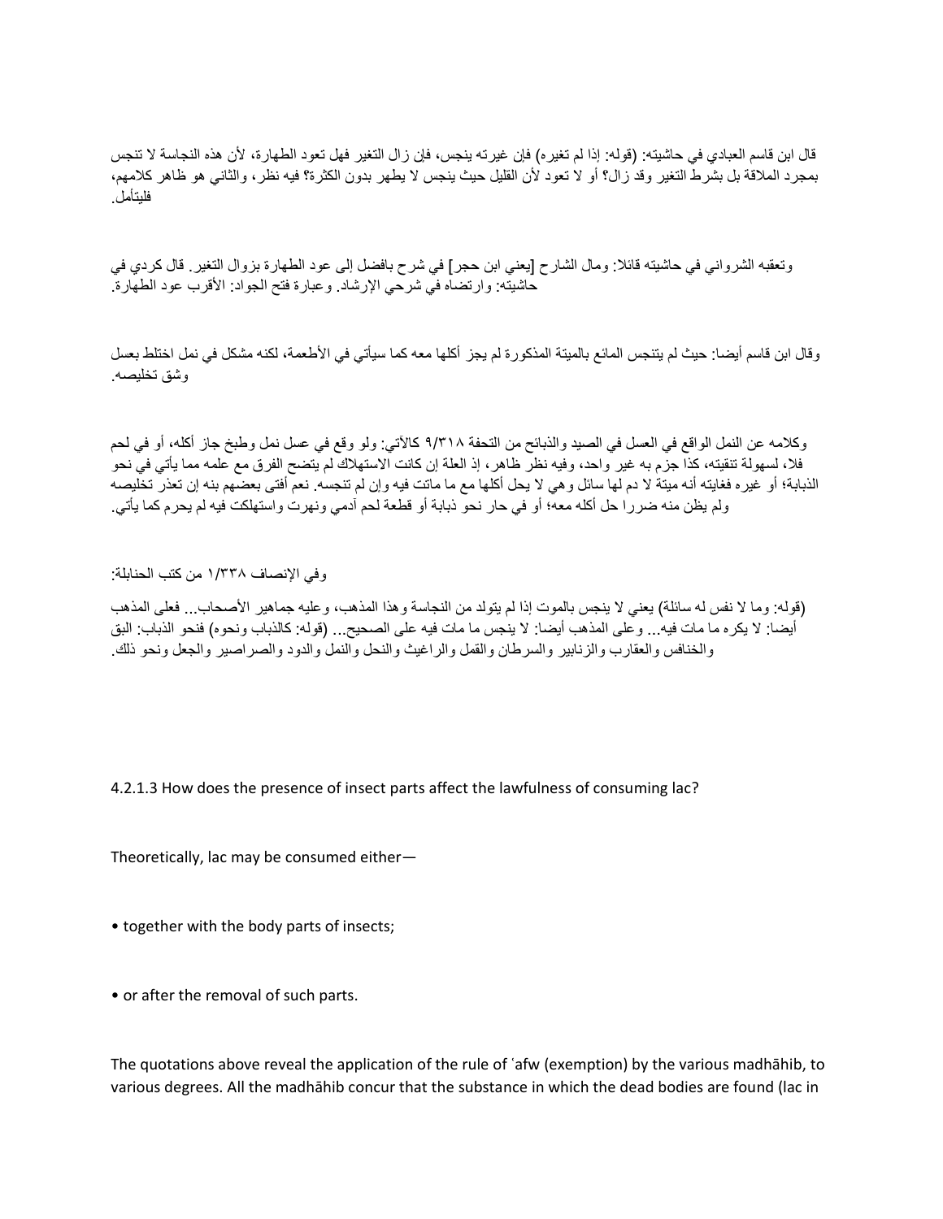قال ابن قاسم العبادي في حاشيته: (قوله: إذا لم تغيره) فإن غيرته ينجس، فإن زال التغير فهل تعود الطهارة، لأن هذه النجاسة لا تنجس بمجرد الملاقة بل بشرط التغير وقد زال؟ أو لا تعود لأن القليل حيث ينجس لا يطهر بدون الكثرة؟ فيه نظر، والثاني هو ظاهر كلامهم، فليتأمل.

وتعقبه الشرواني في حاشيته قائلا: ومال الشارح [يعني ابن حجر] في شرح بافضل إلى عود الطهارة بزوال التغير. قال كردي في حاشيته: وارتضاه في شرحي الإرشاد. وعبارة فتح الجواد: الأقرب عود الطهارة.

وقال ابن قاسم أيضا: حيث لم يتنجس المائع بالميتة المذكورة لم يجز أكلها معه كما سيأتي في الأطعمة، لكنه مشكل في نمل اختلط بعسل وشق تخليصه.

وكلامه عن النمل الواقع في العسل في الصيد والذبائح من التحفة ٩/٣١٨ كالآتي: ولو وقع في عسل نمل وطبخ جاز أكله، أو في لحم فلا، لسهولة تنقيته، كذا جزم به غير واحد، وفيه نظر ظاهر، إذ العلة إن كانت الاستهلاك لم يتضح الفرق مع علمه مما يأتي في نحو الذبابة؛ أو غيره فغايته أنه ميتة لا دم لها سائل وهي لا يحل أكلها مع ما ماتت فيه وإن لم تنجسه. نعم أفتى بعضهم بنه إن تعذر تخليصه ولم يظن منه ضررا حل أكله معه؛ أو في حار نحو ذبابة أو قطعة لحم آدمي ونهرت واستهلكت فيه لم يحرم كما يأتي.

وفي الإنصاف ١/٣٣٨ من كتب الحنابلة:

(قوله: وما لا نفس له سائلة) يعني لا ينجس بالموت إذا لم يتولد من النجاسة وهذا المذهب، وعليه جماهير الأصحاب... فعلى المذهب أيضا: لا يكره ما مات فيه... وعلى المذهب أيضا: لا ينجس ما مات فيه على الصحيح... (قوله: كالذباب ونحوه) فنحو الذباب: البق والخنافس والعقارب والزنابير والسرطان والقمل والراغيث والنحل والنمل والدود والصراصير والجعل ونحو ذلك.

4.2.1.3 How does the presence of insect parts affect the lawfulness of consuming lac?

Theoretically, lac may be consumed either—

- together with the body parts of insects;
- or after the removal of such parts.

The quotations above reveal the application of the rule of ʿafw (exemption) by the various madhāhib, to various degrees. All the madhāhib concur that the substance in which the dead bodies are found (lac in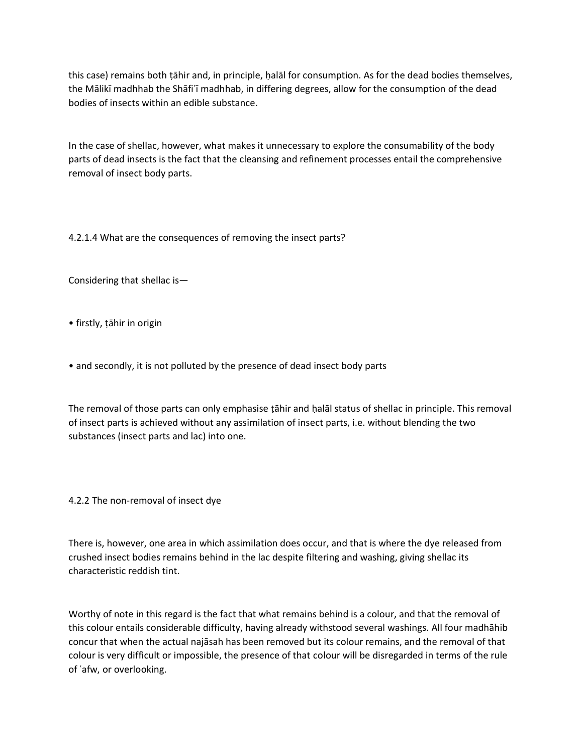this case) remains both ṭāhir and, in principle, ḥalāl for consumption. As for the dead bodies themselves, the Mālikī madhhab the Shāfiʿī madhhab, in differing degrees, allow for the consumption of the dead bodies of insects within an edible substance.

In the case of shellac, however, what makes it unnecessary to explore the consumability of the body parts of dead insects is the fact that the cleansing and refinement processes entail the comprehensive removal of insect body parts.

#### 4.2.1.4 What are the consequences of removing the insect parts?

Considering that shellac is—

- firstly, ṭāhir in origin
- and secondly, it is not polluted by the presence of dead insect body parts

The removal of those parts can only emphasise ṭāhir and ḥalāl status of shellac in principle. This removal of insect parts is achieved without any assimilation of insect parts, i.e. without blending the two substances (insect parts and lac) into one.

### 4.2.2 The non-removal of insect dye

There is, however, one area in which assimilation does occur, and that is where the dye released from crushed insect bodies remains behind in the lac despite filtering and washing, giving shellac its characteristic reddish tint.

Worthy of note in this regard is the fact that what remains behind is a colour, and that the removal of this colour entails considerable difficulty, having already withstood several washings. All four madhāhib concur that when the actual najāsah has been removed but its colour remains, and the removal of that colour is very difficult or impossible, the presence of that colour will be disregarded in terms of the rule of ʿafw, or overlooking.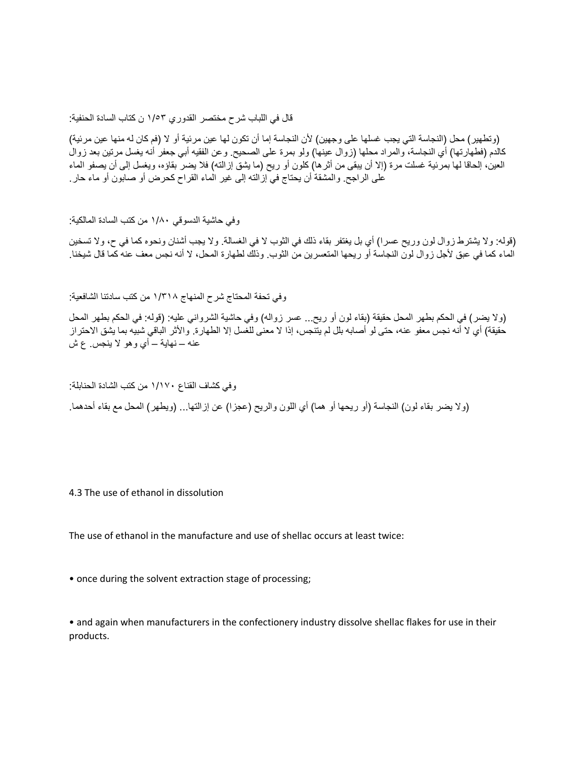قال في اللباب شرح مختصر القدوري ١/٥٣ ن كتاب السادة الحنفية:

(وتطهير) محل (النجاسة التي يجب غسلها على وجهين) لأن النجاسة إما أن تكون لها عين مرئية أو لا (فم كان له منها عين مرئية) كالدم (فطهارتها) أي النجاسة، والمراد محلها (زوال عينها) ولو بمرة على الصحيح. وعن الفقيه أبي جعفر أنه يغسل مرتين بعد زوال العين، إلحاقا لها بمرئية غسلت مرة (إلا أن يبقى من أثرها) كلون أو ريح (ما يشق إزالته) فلا يضر بقاؤه، ويغسل إلى أن يصفو الماء على الراجح. والمشقة أن يحتاج في إزالته إلى غير الماء القراح كحرض أو صابون أو ماء حار.

وفي حاشية الدسوقي ١/٨٠ من كتب السادة المالكية:

(قوله: ولا يشترط زوال لون وريح عسرا) أي بل يغتفر بقاء ذلك في الثوب لا في الغسالة. ولا يجب أشنان ونحوه كما في ح، ولا تسخين الماء كما في عبق لأجل زوال لون النجاسة أو ريحها المتعسرين من الثوب. وذلك لطهارة المحل، لا أنه نجس معف عنه كما قال شيخنا.

وفي تحفة المحتاج شرح المنهاج ١/٣١٨ من كتب سادتنا الشافعية:

(ولا يضر) في الحكم بطهر المحل حقيقة (بقاء لون أو ريح... عسر زواله) وفي حاشية الشرواني عليه: (قوله: في الحكم بطهر المحل حقيقة) أي لا أنه نجس معفو عنه، حتى لو أصابه بلل لم يتنجس، إذا لا معنى للغسل إلا الطهارة. والأثر الباقي شبيه بما يشق الاحتراز عنه – نهاية – أي وهو لا ينجس. ع ش

وفي كشاف القناع ١/١٧٠ من كتب الشادة الحنابلة:

(ولا يضر بقاء لون) النجاسة (أو ريحها أو هما) أي اللون والريح (عجزا) عن إزالتها... (ويطهر) المحل مع بقاء أحدهما.

### 4.3 The use of ethanol in dissolution

The use of ethanol in the manufacture and use of shellac occurs at least twice:

- once during the solvent extraction stage of processing;
- and again when manufacturers in the confectionery industry dissolve shellac flakes for use in their products.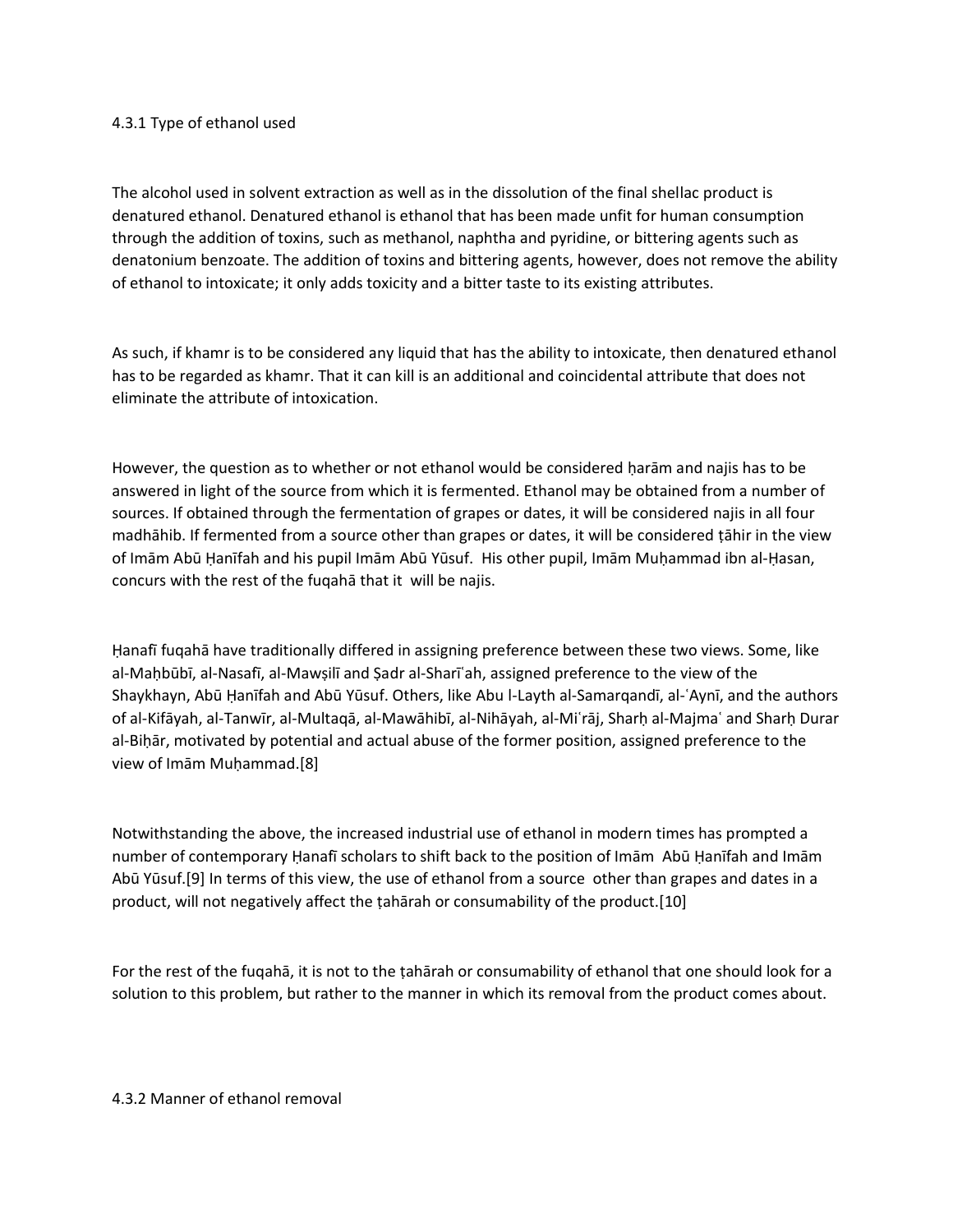### 4.3.1 Type of ethanol used

The alcohol used in solvent extraction as well as in the dissolution of the final shellac product is denatured ethanol. Denatured ethanol is ethanol that has been made unfit for human consumption through the addition of toxins, such as methanol, naphtha and pyridine, or bittering agents such as denatonium benzoate. The addition of toxins and bittering agents, however, does not remove the ability of ethanol to intoxicate; it only adds toxicity and a bitter taste to its existing attributes.

As such, if khamr is to be considered any liquid that has the ability to intoxicate, then denatured ethanol has to be regarded as khamr. That it can kill is an additional and coincidental attribute that does not eliminate the attribute of intoxication.

However, the question as to whether or not ethanol would be considered ḥarām and najis has to be answered in light of the source from which it is fermented. Ethanol may be obtained from a number of sources. If obtained through the fermentation of grapes or dates, it will be considered najis in all four madhāhib. If fermented from a source other than grapes or dates, it will be considered ṭāhir in the view of Imām Abū Ḥanīfah and his pupil Imām Abū Yūsuf. His other pupil, Imām Muḥammad ibn al-Ḥasan, concurs with the rest of the fuqahā that it will be najis.

Ḥanafī fuqahā have traditionally differed in assigning preference between these two views. Some, like al-Maḥbūbī, al-Nasafī, al-Mawṣilī and Ṣadr al-Sharīʿah, assigned preference to the view of the Shaykhayn, Abū Ḥanīfah and Abū Yūsuf. Others, like Abu l-Layth al-Samarqandī, al-ʿAynī, and the authors of al-Kifāyah, al-Tanwīr, al-Multaqā, al-Mawāhibī, al-Nihāyah, al-Miʿrāj, Sharḥ al-Majmaʿ and Sharḥ Durar al-Biḥār, motivated by potential and actual abuse of the former position, assigned preference to the view of Imām Muḥammad.[8]

Notwithstanding the above, the increased industrial use of ethanol in modern times has prompted a number of contemporary Ḥanafī scholars to shift back to the position of Imām Abū Ḥanīfah and Imām Abū Yūsuf.[9] In terms of this view, the use of ethanol from a source other than grapes and dates in a product, will not negatively affect the ṭahārah or consumability of the product.[10]

For the rest of the fuqahā, it is not to the ṭahārah or consumability of ethanol that one should look for a solution to this problem, but rather to the manner in which its removal from the product comes about.

### 4.3.2 Manner of ethanol removal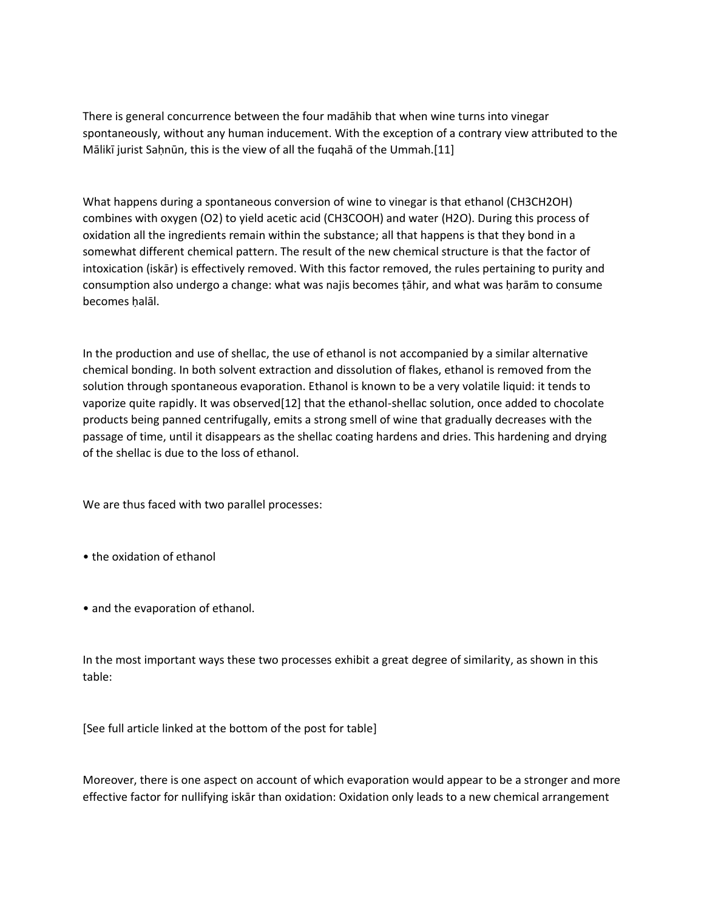There is general concurrence between the four madāhib that when wine turns into vinegar spontaneously, without any human inducement. With the exception of a contrary view attributed to the Mālikī jurist Saḥnūn, this is the view of all the fuqahā of the Ummah.[11]

What happens during a spontaneous conversion of wine to vinegar is that ethanol ($CH_3CH_2OH$) combines with oxygen ($O_2$) to yield acetic acid ($CH_3COOH$) and water ($H_2O$). During this process of oxidation all the ingredients remain within the substance; all that happens is that they bond in a somewhat different chemical pattern. The result of the new chemical structure is that the factor of intoxication (iskār) is effectively removed. With this factor removed, the rules pertaining to purity and consumption also undergo a change: what was najis becomes ṭāhir, and what was ḥarām to consume becomes ḥalāl.

In the production and use of shellac, the use of ethanol is not accompanied by a similar alternative chemical bonding. In both solvent extraction and dissolution of flakes, ethanol is removed from the solution through spontaneous evaporation. Ethanol is known to be a very volatile liquid: it tends to vaporize quite rapidly. It was observed[12] that the ethanol-shellac solution, once added to chocolate products being panned centrifugally, emits a strong smell of wine that gradually decreases with the passage of time, until it disappears as the shellac coating hardens and dries. This hardening and drying of the shellac is due to the loss of ethanol.

We are thus faced with two parallel processes:

- the oxidation of ethanol
- and the evaporation of ethanol.

In the most important ways these two processes exhibit a great degree of similarity, as shown in this table:

[See full article linked at the bottom of the post for table]

Moreover, there is one aspect on account of which evaporation would appear to be a stronger and more effective factor for nullifying iskār than oxidation: Oxidation only leads to a new chemical arrangement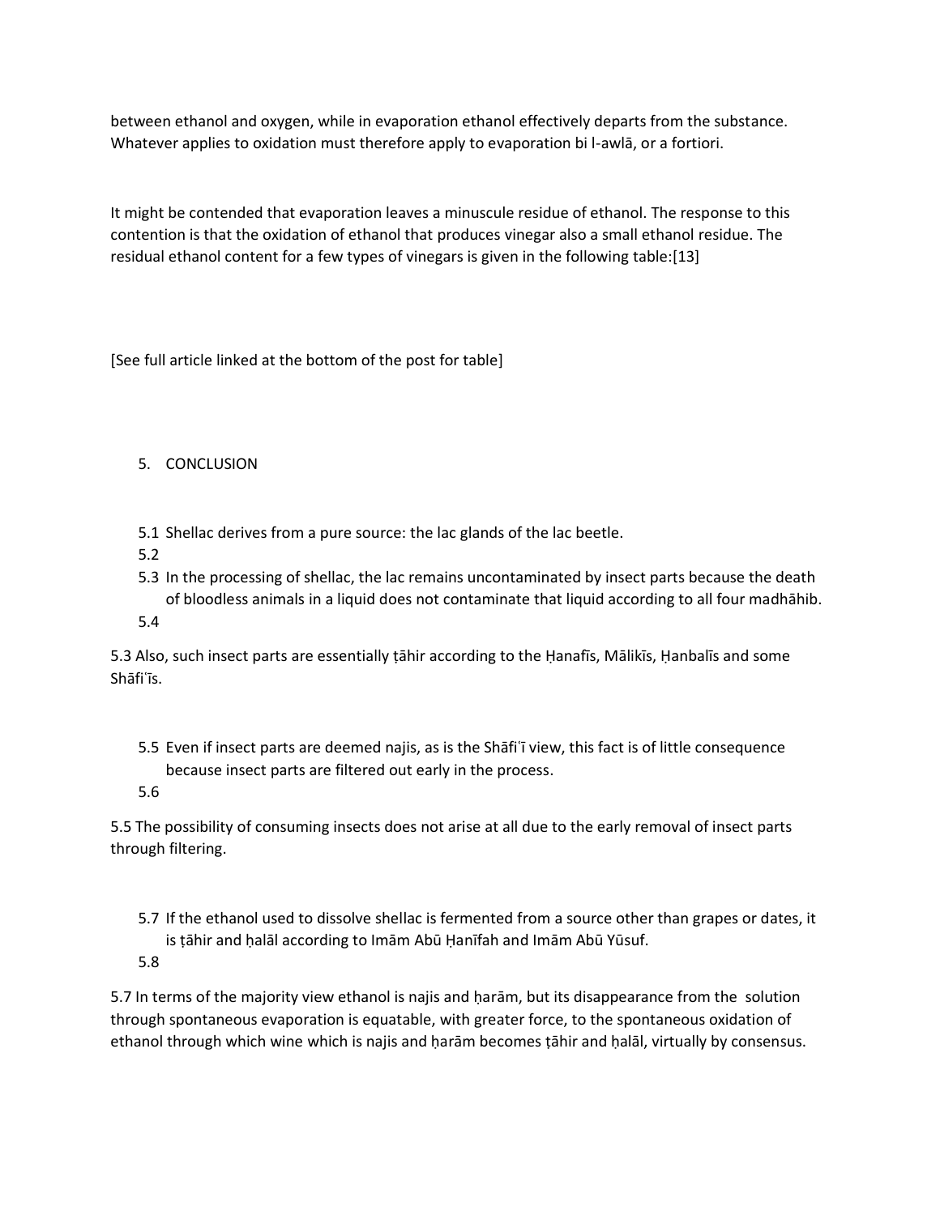between ethanol and oxygen, while in evaporation ethanol effectively departs from the substance. Whatever applies to oxidation must therefore apply to evaporation bi l-awlā, or a fortiori.

It might be contended that evaporation leaves a minuscule residue of ethanol. The response to this contention is that the oxidation of ethanol that produces vinegar also a small ethanol residue. The residual ethanol content for a few types of vinegars is given in the following table:[13]

[See full article linked at the bottom of the post for table]

## 5. CONCLUSION

5.1 Shellac derives from a pure source: the lac glands of the lac beetle.

5.2

5.3 In the processing of shellac, the lac remains uncontaminated by insect parts because the death of bloodless animals in a liquid does not contaminate that liquid according to all four madhāhib.

5.4

5.3 Also, such insect parts are essentially ṭāhir according to the Ḥanafīs, Mālikīs, Ḥanbalīs and some Shāfiʿīs.

5.5 Even if insect parts are deemed najis, as is the Shāfiʿī view, this fact is of little consequence because insect parts are filtered out early in the process.

5.6

5.5 The possibility of consuming insects does not arise at all due to the early removal of insect parts through filtering.

5.7 If the ethanol used to dissolve shellac is fermented from a source other than grapes or dates, it is ṭāhir and ḥalāl according to Imām Abū Ḥanīfah and Imām Abū Yūsuf.

5.8

5.7 In terms of the majority view ethanol is najis and ḥarām, but its disappearance from the solution through spontaneous evaporation is equatable, with greater force, to the spontaneous oxidation of ethanol through which wine which is najis and ḥarām becomes ṭāhir and ḥalāl, virtually by consensus.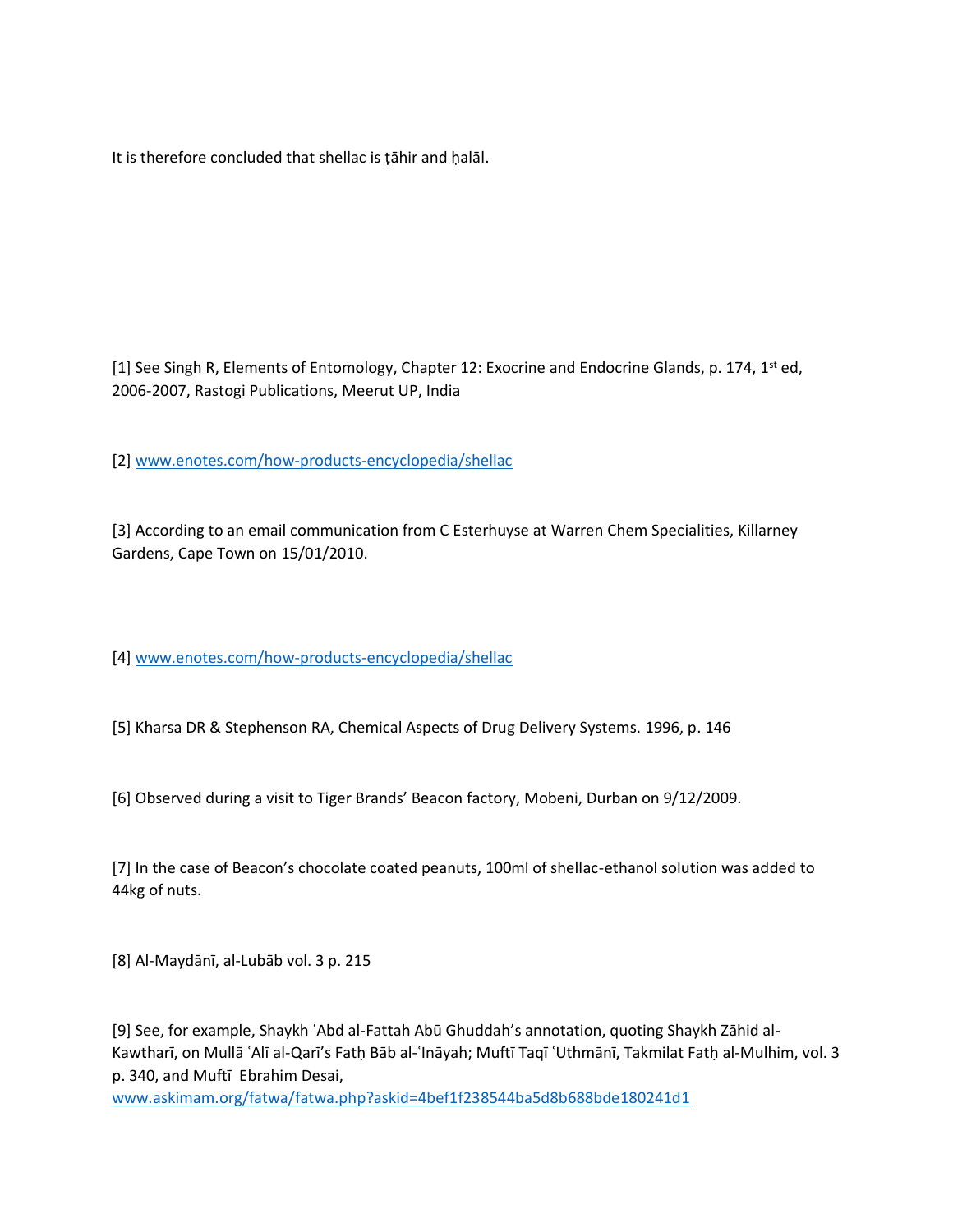It is therefore concluded that shellac is ṭāhir and ḥalāl.

[1] See Singh R, Elements of Entomology, Chapter 12: Exocrine and Endocrine Glands, p. 174, 1st ed, 2006-2007, Rastogi Publications, Meerut UP, India

[2] www.enotes.com/how-products-encyclopedia/shellac

[3] According to an email communication from C Esterhuyse at Warren Chem Specialities, Killarney Gardens, Cape Town on 15/01/2010.

[4] www.enotes.com/how-products-encyclopedia/shellac

[5] Kharsa DR & Stephenson RA, Chemical Aspects of Drug Delivery Systems. 1996, p. 146

[6] Observed during a visit to Tiger Brands' Beacon factory, Mobeni, Durban on 9/12/2009.

[7] In the case of Beacon's chocolate coated peanuts, 100ml of shellac-ethanol solution was added to 44kg of nuts.

[8] Al-Maydānī, al-Lubāb vol. 3 p. 215

[9] See, for example, Shaykh ʿAbd al-Fattah Abū Ghuddah's annotation, quoting Shaykh Zāhid al-Kawtharī, on Mullā ʿAlī al-Qarī's Fatḥ Bāb al-ʿInāyah; Muftī Taqī ʿUthmānī, Takmilat Fatḥ al-Mulhim, vol. 3 p. 340, and Muftī Ebrahim Desai, www.askimam.org/fatwa/fatwa.php?askid=4bef1f238544ba5d8b688bde180241d1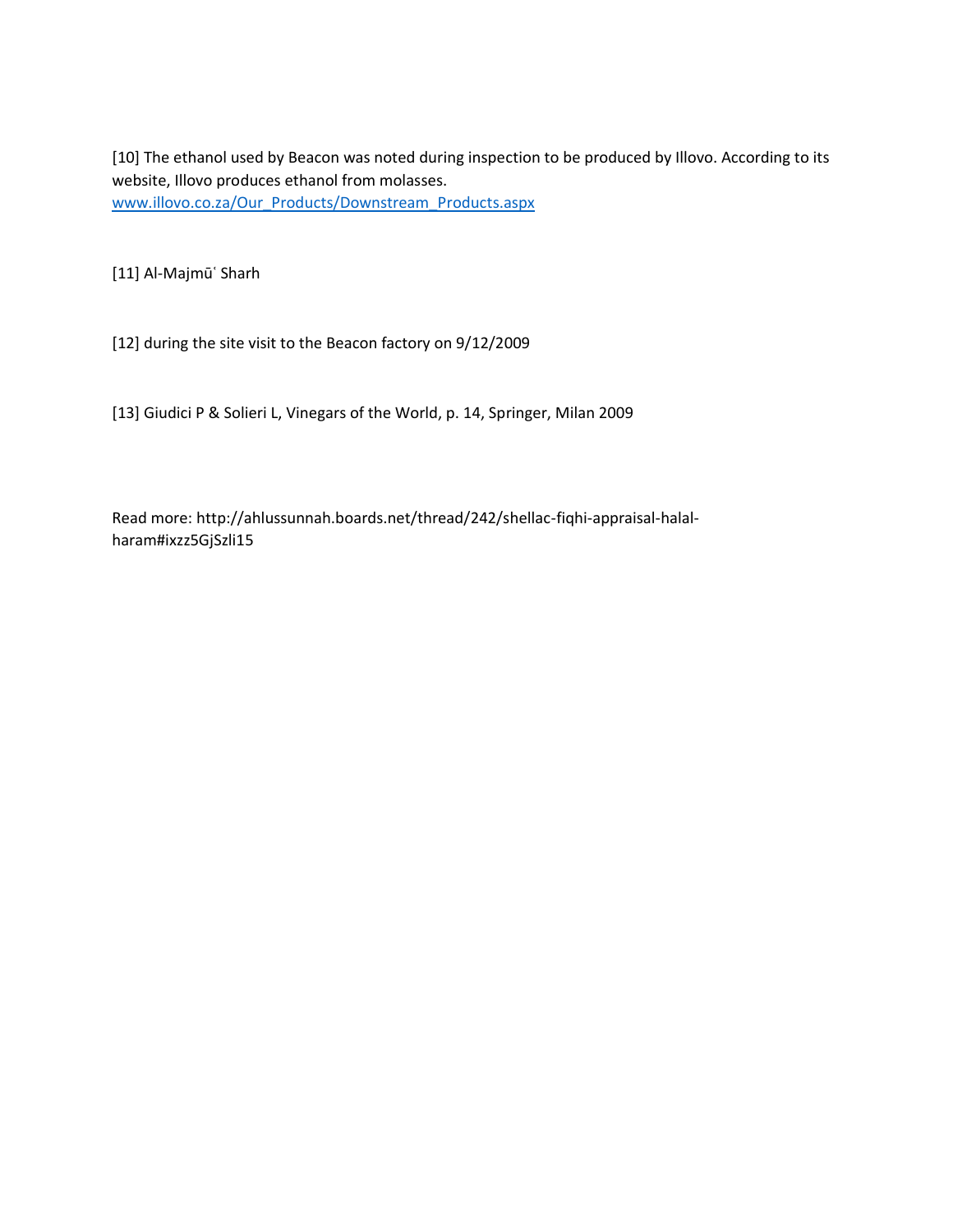[10] The ethanol used by Beacon was noted during inspection to be produced by Illovo. According to its website, Illovo produces ethanol from molasses.
www.illovo.co.za/Our_Products/Downstream_Products.aspx

[11] Al-Majmūʿ Sharh

[12] during the site visit to the Beacon factory on 9/12/2009

[13] Giudici P & Solieri L, Vinegars of the World, p. 14, Springer, Milan 2009

Read more: http://ahlussunnah.boards.net/thread/242/shellac-fiqhi-appraisal-halal-haram#ixzz5GjSzli15